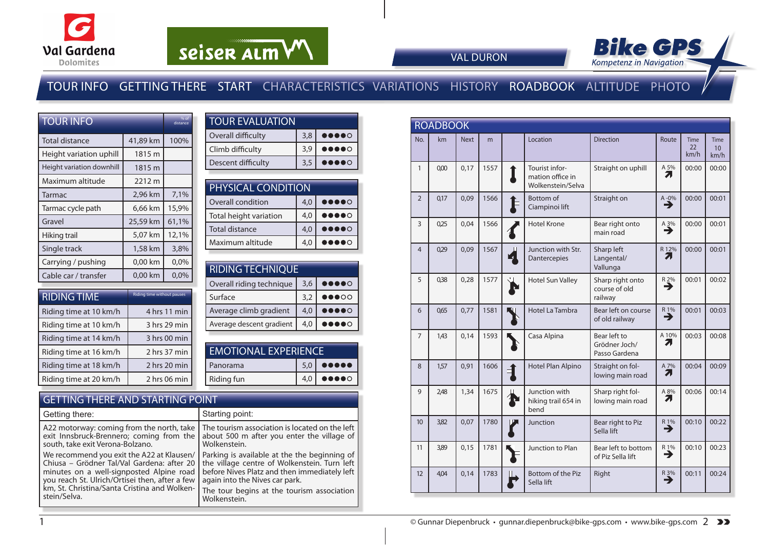Val Gardena Dolomites

seiser alm

VAL DURON

Bike GPS – Kompetenz in Navigation

TOUR INFO GETTING THERE START CHARACTERISTICS VARIATIONS HISTORY ROADBOOK ALTITUDE PHOTO

## TOUR INFO

| TOUR INFO | | % of distance |
|---|---|---|
| Total distance | 41,89 km | 100% |
| Height variation uphill | 1815 m | |
| Height variation downhill | 1815 m | |
| Maximum altitude | 2212 m | |
| Tarmac | 2,96 km | 7,1% |
| Tarmac cycle path | 6,66 km | 15,9% |
| Gravel | 25,59 km | 61,1% |
| Hiking trail | 5,07 km | 12,1% |
| Single track | 1,58 km | 3,8% |
| Carrying / pushing | 0,00 km | 0,0% |
| Cable car / transfer | 0,00 km | 0,0% |

## RIDING TIME

| RIDING TIME | Riding time without pauses |
|---|---|
| Riding time at 10 km/h | 4 hrs 11 min |
| Riding time at 10 km/h | 3 hrs 29 min |
| Riding time at 14 km/h | 3 hrs 00 min |
| Riding time at 16 km/h | 2 hrs 37 min |
| Riding time at 18 km/h | 2 hrs 20 min |
| Riding time at 20 km/h | 2 hrs 06 min |

## TOUR EVALUATION

| TOUR EVALUATION | | |
|---|---|---|
| Overall difficulty | 3,8 | ●●●●○ |
| Climb difficulty | 3,9 | ●●●●○ |
| Descent difficulty | 3,5 | ●●●●○ |

## PHYSICAL CONDITION

| PHYSICAL CONDITION | | |
|---|---|---|
| Overall condition | 4,0 | ●●●●○ |
| Total height variation | 4,0 | ●●●●○ |
| Total distance | 4,0 | ●●●●○ |
| Maximum altitude | 4,0 | ●●●●○ |

## RIDING TECHNIQUE

| RIDING TECHNIQUE | | |
|---|---|---|
| Overall riding technique | 3,6 | ●●●●○ |
| Surface | 3,2 | ●●●○○ |
| Average climb gradient | 4,0 | ●●●●○ |
| Average descent gradient | 4,0 | ●●●●○ |

## EMOTIONAL EXPERIENCE

| EMOTIONAL EXPERIENCE | | |
|---|---|---|
| Panorama | 5,0 | ●●●●● |
| Riding fun | 4,0 | ●●●●○ |

## GETTING THERE AND STARTING POINT

**Getting there:**

A22 motorway: coming from the north, take exit Innsbruck-Brennero; coming from the south, take exit Verona-Bolzano.

We recommend you exit the A22 at Klausen/Chiusa – Grödner Tal/Val Gardena: after 20 minutes on a well-signposted Alpine road you reach St. Ulrich/Ortisei then, after a few km, St. Christina/Santa Cristina and Wolkenstein/Selva.

**Starting point:**

The tourism association is located on the left about 500 m after you enter the village of Wolkenstein.

Parking is available at the the beginning of the village centre of Wolkenstein. Turn left before Nives Platz and then immediately left again into the Nives car park.

The tour begins at the tourism association Wolkenstein.

## ROADBOOK

| No. | km | Next | m | Location | Direction | Route | Time 22 km/h | Time 10 km/h |
|---|---|---|---|---|---|---|---|---|
| 1 | 0,00 | 0,17 | 1557 | Tourist information office in Wolkenstein/Selva | Straight on uphill | A 5% | 00:00 | 00:00 |
| 2 | 0,17 | 0,09 | 1566 | Bottom of Ciampinoi lift | Straight on | A -0% | 00:00 | 00:01 |
| 3 | 0,25 | 0,04 | 1566 | Hotel Krone | Bear right onto main road | A 3% | 00:00 | 00:01 |
| 4 | 0,29 | 0,09 | 1567 | Junction with Str. Dantercepies | Sharp left Langental/Vallunga | R 12% | 00:00 | 00:01 |
| 5 | 0,38 | 0,28 | 1577 | Hotel Sun Valley | Sharp right onto course of old railway | R 2% | 00:01 | 00:02 |
| 6 | 0,65 | 0,77 | 1581 | Hotel La Tambra | Bear left on course of old railway | R 1% | 00:01 | 00:03 |
| 7 | 1,43 | 0,14 | 1593 | Casa Alpina | Bear left to Grödner Joch/Passo Gardena | A 10% | 00:03 | 00:08 |
| 8 | 1,57 | 0,91 | 1606 | Hotel Plan Alpino | Straight on following main road | A 7% | 00:04 | 00:09 |
| 9 | 2,48 | 1,34 | 1675 | Junction with hiking trail 654 in bend | Sharp right following main road | A 8% | 00:06 | 00:14 |
| 10 | 3,82 | 0,07 | 1780 | Junction | Bear right to Piz Sella lift | R 1% | 00:10 | 00:22 |
| 11 | 3,89 | 0,15 | 1781 | Junction to Plan | Bear left to bottom of Piz Sella lift | R 1% | 00:10 | 00:23 |
| 12 | 4,04 | 0,14 | 1783 | Bottom of the Piz Sella lift | Right | R 3% | 00:11 | 00:24 |

© Gunnar Diepenbruck • gunnar.diepenbruck@bike-gps.com • www.bike-gps.com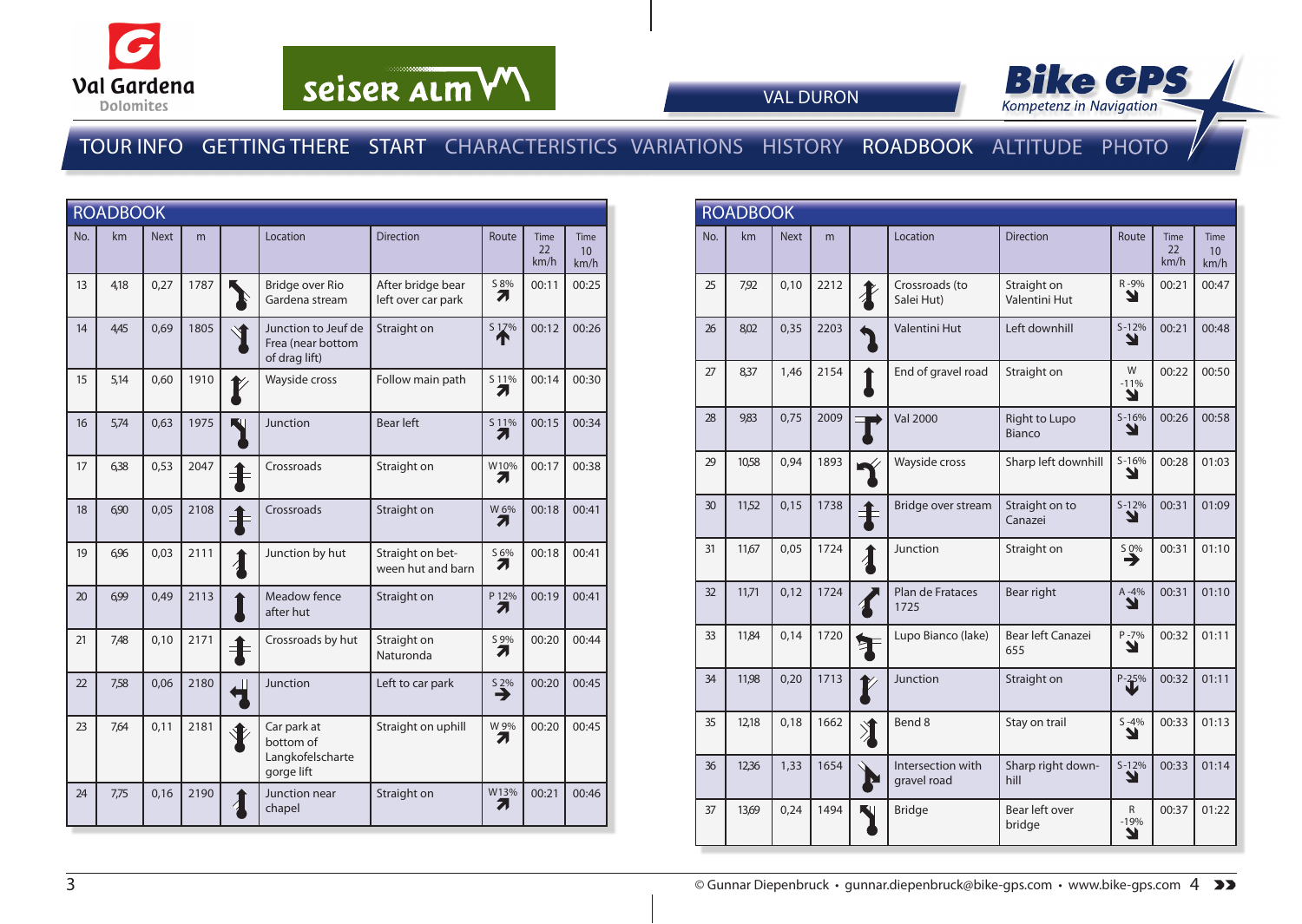VAL DURON

TOUR INFO GETTING THERE START CHARACTERISTICS VARIATIONS HISTORY ROADBOOK ALTITUDE PHOTO

## ROADBOOK

| No. | km | Next | m | | Location | Direction | Route | Time 22 km/h | Time 10 km/h |
|---|---|---|---|---|---|---|---|---|---|
| 13 | 4,18 | 0,27 | 1787 | | Bridge over Rio Gardena stream | After bridge bear left over car park | S 8% ↗ | 00:11 | 00:25 |
| 14 | 4,45 | 0,69 | 1805 | | Junction to Jeuf de Frea (near bottom of drag lift) | Straight on | S 17% ↑ | 00:12 | 00:26 |
| 15 | 5,14 | 0,60 | 1910 | | Wayside cross | Follow main path | S 11% ↗ | 00:14 | 00:30 |
| 16 | 5,74 | 0,63 | 1975 | | Junction | Bear left | S 11% ↗ | 00:15 | 00:34 |
| 17 | 6,38 | 0,53 | 2047 | | Crossroads | Straight on | W10% ↗ | 00:17 | 00:38 |
| 18 | 6,90 | 0,05 | 2108 | | Crossroads | Straight on | W 6% ↗ | 00:18 | 00:41 |
| 19 | 6,96 | 0,03 | 2111 | | Junction by hut | Straight on between hut and barn | S 6% ↗ | 00:18 | 00:41 |
| 20 | 6,99 | 0,49 | 2113 | | Meadow fence after hut | Straight on | P 12% ↗ | 00:19 | 00:41 |
| 21 | 7,48 | 0,10 | 2171 | | Crossroads by hut | Straight on Naturonda | S 9% ↗ | 00:20 | 00:44 |
| 22 | 7,58 | 0,06 | 2180 | | Junction | Left to car park | S 2% → | 00:20 | 00:45 |
| 23 | 7,64 | 0,11 | 2181 | | Car park at bottom of Langkofelscharte gorge lift | Straight on uphill | W 9% ↗ | 00:20 | 00:45 |
| 24 | 7,75 | 0,16 | 2190 | | Junction near chapel | Straight on | W13% ↗ | 00:21 | 00:46 |

## ROADBOOK

| No. | km | Next | m | | Location | Direction | Route | Time 22 km/h | Time 10 km/h |
|---|---|---|---|---|---|---|---|---|---|
| 25 | 7,92 | 0,10 | 2212 | | Crossroads (to Salei Hut) | Straight on Valentini Hut | R -9% ↘ | 00:21 | 00:47 |
| 26 | 8,02 | 0,35 | 2203 | | Valentini Hut | Left downhill | S -12% ↘ | 00:21 | 00:48 |
| 27 | 8,37 | 1,46 | 2154 | | End of gravel road | Straight on | W -11% ↘ | 00:22 | 00:50 |
| 28 | 9,83 | 0,75 | 2009 | | Val 2000 | Right to Lupo Bianco | S -16% ↘ | 00:26 | 00:58 |
| 29 | 10,58 | 0,94 | 1893 | | Wayside cross | Sharp left downhill | S -16% ↘ | 00:28 | 01:03 |
| 30 | 11,52 | 0,15 | 1738 | | Bridge over stream | Straight on to Canazei | S -12% ↘ | 00:31 | 01:09 |
| 31 | 11,67 | 0,05 | 1724 | | Junction | Straight on | S 0% → | 00:31 | 01:10 |
| 32 | 11,71 | 0,12 | 1724 | | Plan de Frataces 1725 | Bear right | A -4% ↘ | 00:31 | 01:10 |
| 33 | 11,84 | 0,14 | 1720 | | Lupo Bianco (lake) | Bear left Canazei 655 | P -7% ↘ | 00:32 | 01:11 |
| 34 | 11,98 | 0,20 | 1713 | | Junction | Straight on | P -25% ↓ | 00:32 | 01:11 |
| 35 | 12,18 | 0,18 | 1662 | | Bend 8 | Stay on trail | S -4% ↘ | 00:33 | 01:13 |
| 36 | 12,36 | 1,33 | 1654 | | Intersection with gravel road | Sharp right downhill | S -12% ↘ | 00:33 | 01:14 |
| 37 | 13,69 | 0,24 | 1494 | | Bridge | Bear left over bridge | R -19% ↘ | 00:37 | 01:22 |

© Gunnar Diepenbruck • gunnar.diepenbruck@bike-gps.com • www.bike-gps.com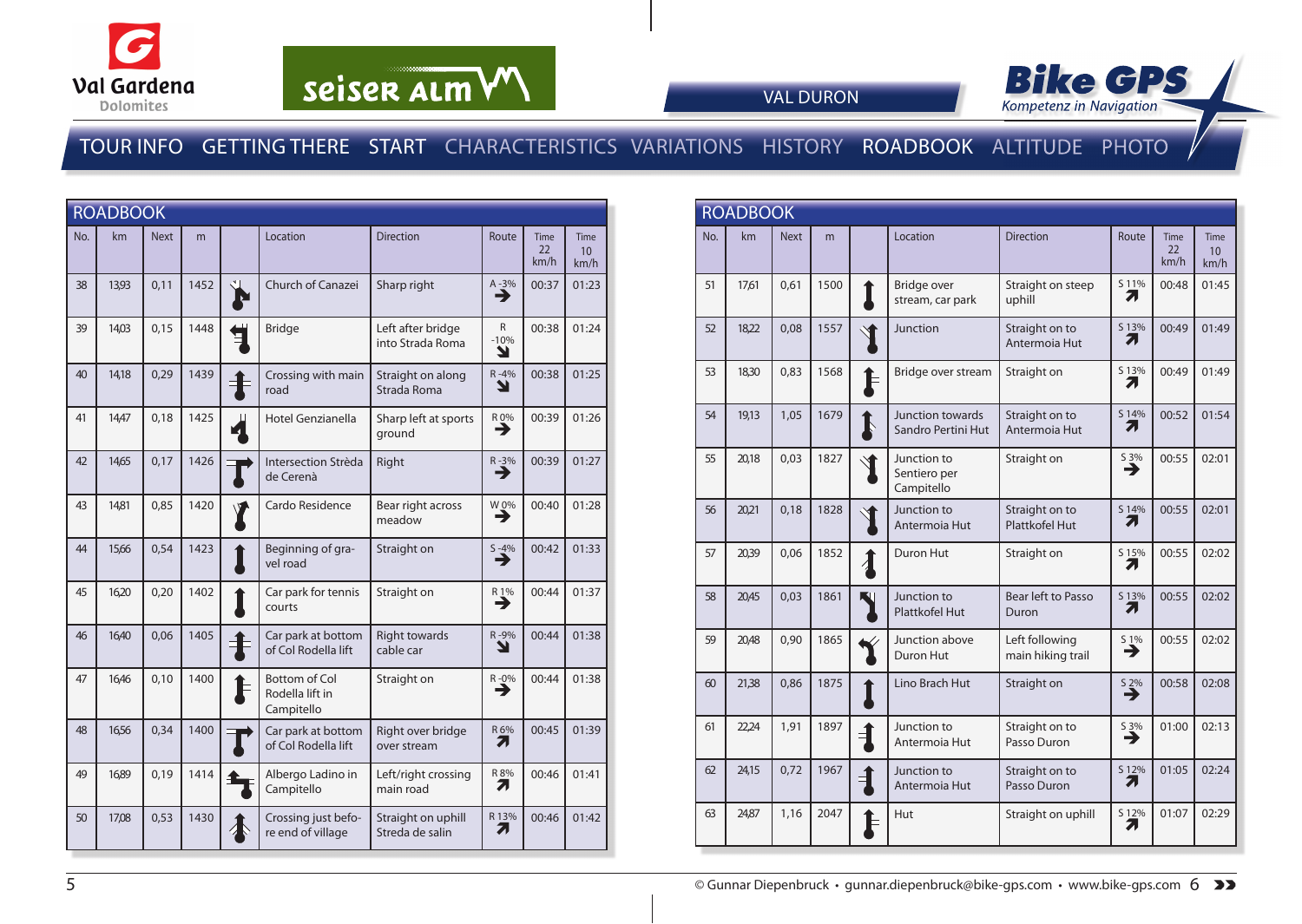VAL DURON

TOUR INFO GETTING THERE START CHARACTERISTICS VARIATIONS HISTORY ROADBOOK ALTITUDE PHOTO

## ROADBOOK

| No. | km | Next | m | | Location | Direction | Route | Time 22 km/h | Time 10 km/h |
|---|---|---|---|---|---|---|---|---|---|
| 38 | 13,93 | 0,11 | 1452 | | Church of Canazei | Sharp right | A -3% ➔ | 00:37 | 01:23 |
| 39 | 14,03 | 0,15 | 1448 | | Bridge | Left after bridge into Strada Roma | R -10% ➘ | 00:38 | 01:24 |
| 40 | 14,18 | 0,29 | 1439 | | Crossing with main road | Straight on along Strada Roma | R -4% ➘ | 00:38 | 01:25 |
| 41 | 14,47 | 0,18 | 1425 | | Hotel Genzianella | Sharp left at sports ground | R 0% ➔ | 00:39 | 01:26 |
| 42 | 14,65 | 0,17 | 1426 | | Intersection Strèda de Cerenà | Right | R -3% ➔ | 00:39 | 01:27 |
| 43 | 14,81 | 0,85 | 1420 | | Cardo Residence | Bear right across meadow | W 0% ➔ | 00:40 | 01:28 |
| 44 | 15,66 | 0,54 | 1423 | | Beginning of gravel road | Straight on | S -4% ➔ | 00:42 | 01:33 |
| 45 | 16,20 | 0,20 | 1402 | | Car park for tennis courts | Straight on | R 1% ➔ | 00:44 | 01:37 |
| 46 | 16,40 | 0,06 | 1405 | | Car park at bottom of Col Rodella lift | Right towards cable car | R -9% ➘ | 00:44 | 01:38 |
| 47 | 16,46 | 0,10 | 1400 | | Bottom of Col Rodella lift in Campitello | Straight on | R -0% ➔ | 00:44 | 01:38 |
| 48 | 16,56 | 0,34 | 1400 | | Car park at bottom of Col Rodella lift | Right over bridge over stream | R 6% ➚ | 00:45 | 01:39 |
| 49 | 16,89 | 0,19 | 1414 | | Albergo Ladino in Campitello | Left/right crossing main road | R 8% ➚ | 00:46 | 01:41 |
| 50 | 17,08 | 0,53 | 1430 | | Crossing just before end of village | Straight on uphill Streda de salin | R 13% ➚ | 00:46 | 01:42 |

## ROADBOOK

| No. | km | Next | m | | Location | Direction | Route | Time 22 km/h | Time 10 km/h |
|---|---|---|---|---|---|---|---|---|---|
| 51 | 17,61 | 0,61 | 1500 | | Bridge over stream, car park | Straight on steep uphill | S 11% ➚ | 00:48 | 01:45 |
| 52 | 18,22 | 0,08 | 1557 | | Junction | Straight on to Antermoia Hut | S 13% ➚ | 00:49 | 01:49 |
| 53 | 18,30 | 0,83 | 1568 | | Bridge over stream | Straight on | S 13% ➚ | 00:49 | 01:49 |
| 54 | 19,13 | 1,05 | 1679 | | Junction towards Sandro Pertini Hut | Straight on to Antermoia Hut | S 14% ➚ | 00:52 | 01:54 |
| 55 | 20,18 | 0,03 | 1827 | | Junction to Sentiero per Campitello | Straight on | S 3% ➔ | 00:55 | 02:01 |
| 56 | 20,21 | 0,18 | 1828 | | Junction to Antermoia Hut | Straight on to Plattkofel Hut | S 14% ➚ | 00:55 | 02:01 |
| 57 | 20,39 | 0,06 | 1852 | | Duron Hut | Straight on | S 15% ➚ | 00:55 | 02:02 |
| 58 | 20,45 | 0,03 | 1861 | | Junction to Plattkofel Hut | Bear left to Passo Duron | S 13% ➚ | 00:55 | 02:02 |
| 59 | 20,48 | 0,90 | 1865 | | Junction above Duron Hut | Left following main hiking trail | S 1% ➔ | 00:55 | 02:02 |
| 60 | 21,38 | 0,86 | 1875 | | Lino Brach Hut | Straight on | S 2% ➔ | 00:58 | 02:08 |
| 61 | 22,24 | 1,91 | 1897 | | Junction to Antermoia Hut | Straight on to Passo Duron | S 3% ➔ | 01:00 | 02:13 |
| 62 | 24,15 | 0,72 | 1967 | | Junction to Antermoia Hut | Straight on to Passo Duron | S 12% ➚ | 01:05 | 02:24 |
| 63 | 24,87 | 1,16 | 2047 | | Hut | Straight on uphill | S 12% ➚ | 01:07 | 02:29 |

© Gunnar Diepenbruck • gunnar.diepenbruck@bike-gps.com • www.bike-gps.com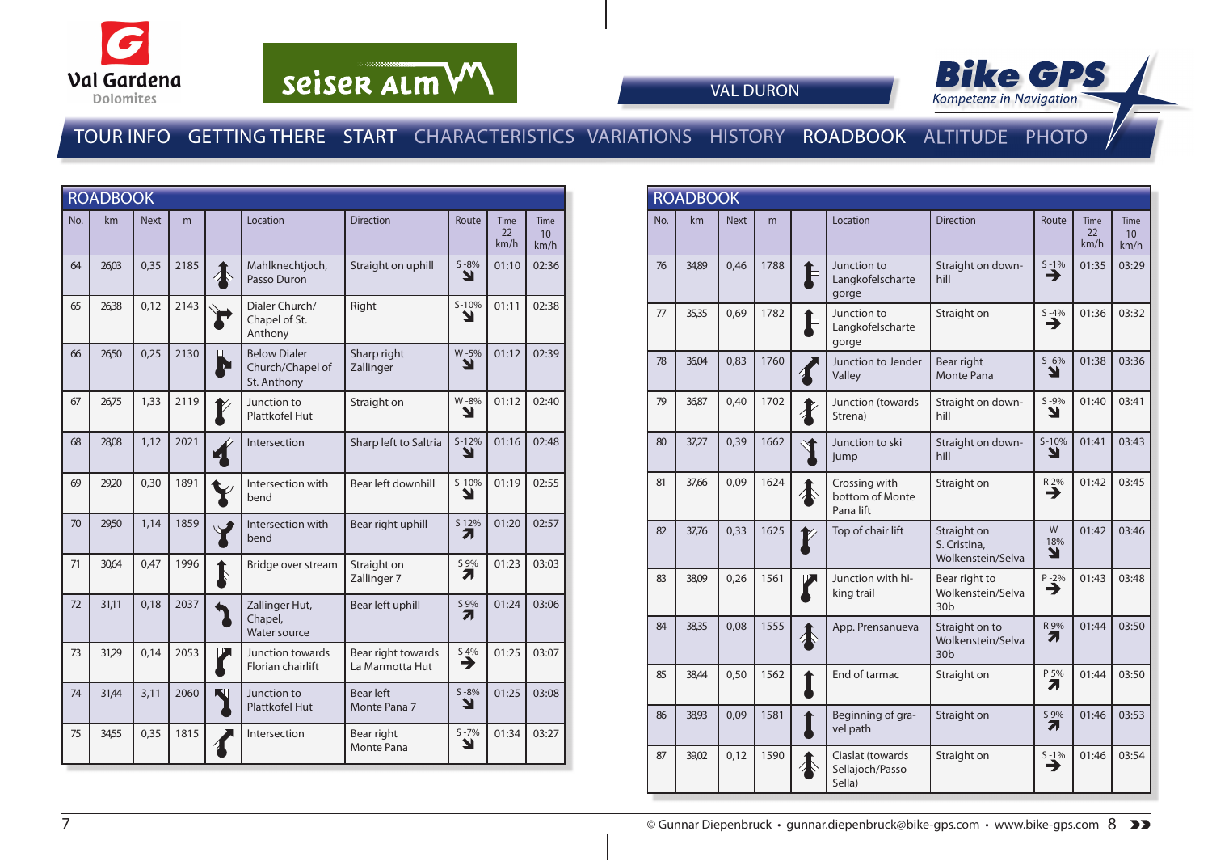VAL DURON

TOUR INFO  GETTING THERE  START  CHARACTERISTICS  VARIATIONS  HISTORY  ROADBOOK  ALTITUDE  PHOTO

## ROADBOOK

| No. | km | Next | m | | Location | Direction | Route | Time 22 km/h | Time 10 km/h |
|---|---|---|---|---|---|---|---|---|---|
| 64 | 26,03 | 0,35 | 2185 | | Mahlknechtjoch, Passo Duron | Straight on uphill | S -8% ↘ | 01:10 | 02:36 |
| 65 | 26,38 | 0,12 | 2143 | | Dialer Church/ Chapel of St. Anthony | Right | S-10% ↘ | 01:11 | 02:38 |
| 66 | 26,50 | 0,25 | 2130 | | Below Dialer Church/Chapel of St. Anthony | Sharp right Zallinger | W -5% ↘ | 01:12 | 02:39 |
| 67 | 26,75 | 1,33 | 2119 | | Junction to Plattkofel Hut | Straight on | W -8% ↘ | 01:12 | 02:40 |
| 68 | 28,08 | 1,12 | 2021 | | Intersection | Sharp left to Saltria | S-12% ↘ | 01:16 | 02:48 |
| 69 | 29,20 | 0,30 | 1891 | | Intersection with bend | Bear left downhill | S-10% ↘ | 01:19 | 02:55 |
| 70 | 29,50 | 1,14 | 1859 | | Intersection with bend | Bear right uphill | S 12% ↗ | 01:20 | 02:57 |
| 71 | 30,64 | 0,47 | 1996 | | Bridge over stream | Straight on Zallinger 7 | S 9% ↗ | 01:23 | 03:03 |
| 72 | 31,11 | 0,18 | 2037 | | Zallinger Hut, Chapel, Water source | Bear left uphill | S 9% ↗ | 01:24 | 03:06 |
| 73 | 31,29 | 0,14 | 2053 | | Junction towards Florian chairlift | Bear right towards La Marmotta Hut | S 4% → | 01:25 | 03:07 |
| 74 | 31,44 | 3,11 | 2060 | | Junction to Plattkofel Hut | Bear left Monte Pana 7 | S -8% ↘ | 01:25 | 03:08 |
| 75 | 34,55 | 0,35 | 1815 | | Intersection | Bear right Monte Pana | S -7% ↘ | 01:34 | 03:27 |

## ROADBOOK

| No. | km | Next | m | | Location | Direction | Route | Time 22 km/h | Time 10 km/h |
|---|---|---|---|---|---|---|---|---|---|
| 76 | 34,89 | 0,46 | 1788 | | Junction to Langkofelscharte gorge | Straight on downhill | S -1% → | 01:35 | 03:29 |
| 77 | 35,35 | 0,69 | 1782 | | Junction to Langkofelscharte gorge | Straight on | S -4% → | 01:36 | 03:32 |
| 78 | 36,04 | 0,83 | 1760 | | Junction to Jender Valley | Bear right Monte Pana | S -6% ↘ | 01:38 | 03:36 |
| 79 | 36,87 | 0,40 | 1702 | | Junction (towards Strena) | Straight on downhill | S -9% ↘ | 01:40 | 03:41 |
| 80 | 37,27 | 0,39 | 1662 | | Junction to ski jump | Straight on downhill | S-10% ↘ | 01:41 | 03:43 |
| 81 | 37,66 | 0,09 | 1624 | | Crossing with bottom of Monte Pana lift | Straight on | R 2% → | 01:42 | 03:45 |
| 82 | 37,76 | 0,33 | 1625 | | Top of chair lift | Straight on S. Cristina, Wolkenstein/Selva | W -18% ↘ | 01:42 | 03:46 |
| 83 | 38,09 | 0,26 | 1561 | | Junction with hiking trail | Bear right to Wolkenstein/Selva 30b | P -2% → | 01:43 | 03:48 |
| 84 | 38,35 | 0,08 | 1555 | | App. Prensanueva | Straight on to Wolkenstein/Selva 30b | R 9% ↗ | 01:44 | 03:50 |
| 85 | 38,44 | 0,50 | 1562 | | End of tarmac | Straight on | P 5% ↗ | 01:44 | 03:50 |
| 86 | 38,93 | 0,09 | 1581 | | Beginning of gravel path | Straight on | S 9% ↗ | 01:46 | 03:53 |
| 87 | 39,02 | 0,12 | 1590 | | Ciaslat (towards Sellajoch/Passo Sella) | Straight on | S -1% → | 01:46 | 03:54 |

© Gunnar Diepenbruck • gunnar.diepenbruck@bike-gps.com • www.bike-gps.com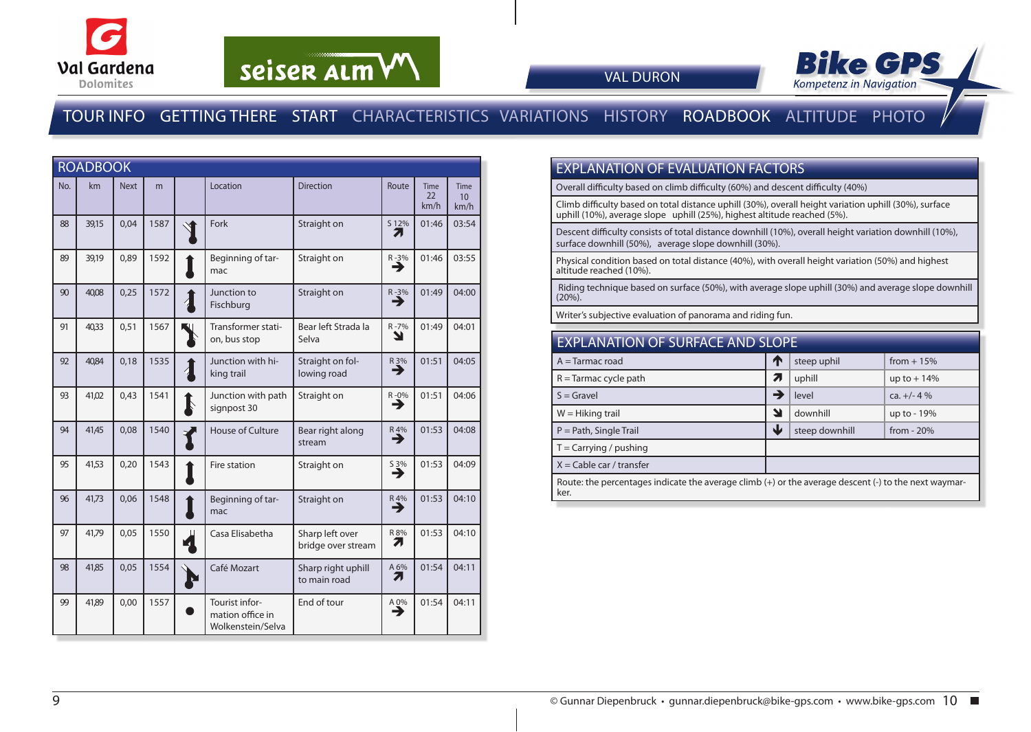Val Gardena Dolomites

seiser alm

VAL DURON

Bike GPS Kompetenz in Navigation

TOUR INFO GETTING THERE START CHARACTERISTICS VARIATIONS HISTORY ROADBOOK ALTITUDE PHOTO

## ROADBOOK

| No. | km | Next | m | | Location | Direction | Route | Time 22 km/h | Time 10 km/h |
|---|---|---|---|---|---|---|---|---|---|
| 88 | 39,15 | 0,04 | 1587 | | Fork | Straight on | S 12% ➚ | 01:46 | 03:54 |
| 89 | 39,19 | 0,89 | 1592 | | Beginning of tarmac | Straight on | R -3% ➔ | 01:46 | 03:55 |
| 90 | 40,08 | 0,25 | 1572 | | Junction to Fischburg | Straight on | R -3% ➔ | 01:49 | 04:00 |
| 91 | 40,33 | 0,51 | 1567 | | Transformer station, bus stop | Bear left Strada la Selva | R -7% ➘ | 01:49 | 04:01 |
| 92 | 40,84 | 0,18 | 1535 | | Junction with hiking trail | Straight on following road | R 3% ➔ | 01:51 | 04:05 |
| 93 | 41,02 | 0,43 | 1541 | | Junction with path signpost 30 | Straight on | R -0% ➔ | 01:51 | 04:06 |
| 94 | 41,45 | 0,08 | 1540 | | House of Culture | Bear right along stream | R 4% ➔ | 01:53 | 04:08 |
| 95 | 41,53 | 0,20 | 1543 | | Fire station | Straight on | S 3% ➔ | 01:53 | 04:09 |
| 96 | 41,73 | 0,06 | 1548 | | Beginning of tarmac | Straight on | R 4% ➔ | 01:53 | 04:10 |
| 97 | 41,79 | 0,05 | 1550 | | Casa Elisabetha | Sharp left over bridge over stream | R 8% ➚ | 01:53 | 04:10 |
| 98 | 41,85 | 0,05 | 1554 | | Café Mozart | Sharp right uphill to main road | A 6% ➚ | 01:54 | 04:11 |
| 99 | 41,89 | 0,00 | 1557 | ● | Tourist information office in Wolkenstein/Selva | End of tour | A 0% ➔ | 01:54 | 04:11 |

## EXPLANATION OF EVALUATION FACTORS

Overall difficulty based on climb difficulty (60%) and descent difficulty (40%)

Climb difficulty based on total distance uphill (30%), overall height variation uphill (30%), surface uphill (10%), average slope uphill (25%), highest altitude reached (5%).

Descent difficulty consists of total distance downhill (10%), overall height variation downhill (10%), surface downhill (50%), average slope downhill (30%).

Physical condition based on total distance (40%), with overall height variation (50%) and highest altitude reached (10%).

Riding technique based on surface (50%), with average slope uphill (30%) and average slope downhill (20%).

Writer's subjective evaluation of panorama and riding fun.

## EXPLANATION OF SURFACE AND SLOPE

| | | | |
|---|---|---|---|
| A = Tarmac road | ⬆ | steep uphil | from + 15% |
| R = Tarmac cycle path | ➚ | uphill | up to + 14% |
| S = Gravel | ➔ | level | ca. +/- 4 % |
| W = Hiking trail | ➘ | downhill | up to - 19% |
| P = Path, Single Trail | ⬇ | steep downhill | from - 20% |
| T = Carrying / pushing | | | |
| X = Cable car / transfer | | | |

Route: the percentages indicate the average climb (+) or the average descent (-) to the next waymarker.

© Gunnar Diepenbruck • gunnar.diepenbruck@bike-gps.com • www.bike-gps.com